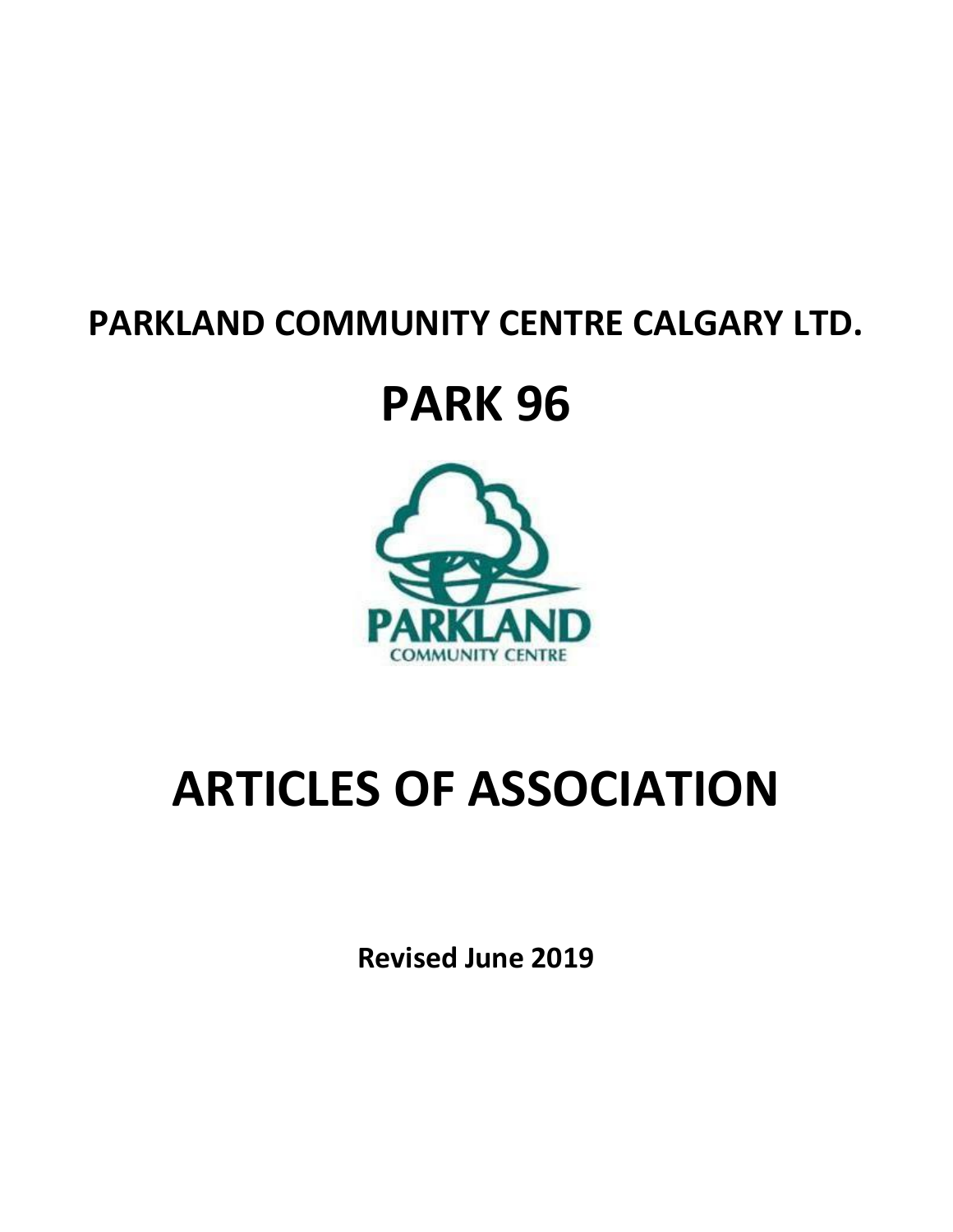# PARKLAND COMMUNITY CENTRE CALGARY LTD.

# PARK 96

# ARTICLES OF ASSOCIATION

**Revised June 2019**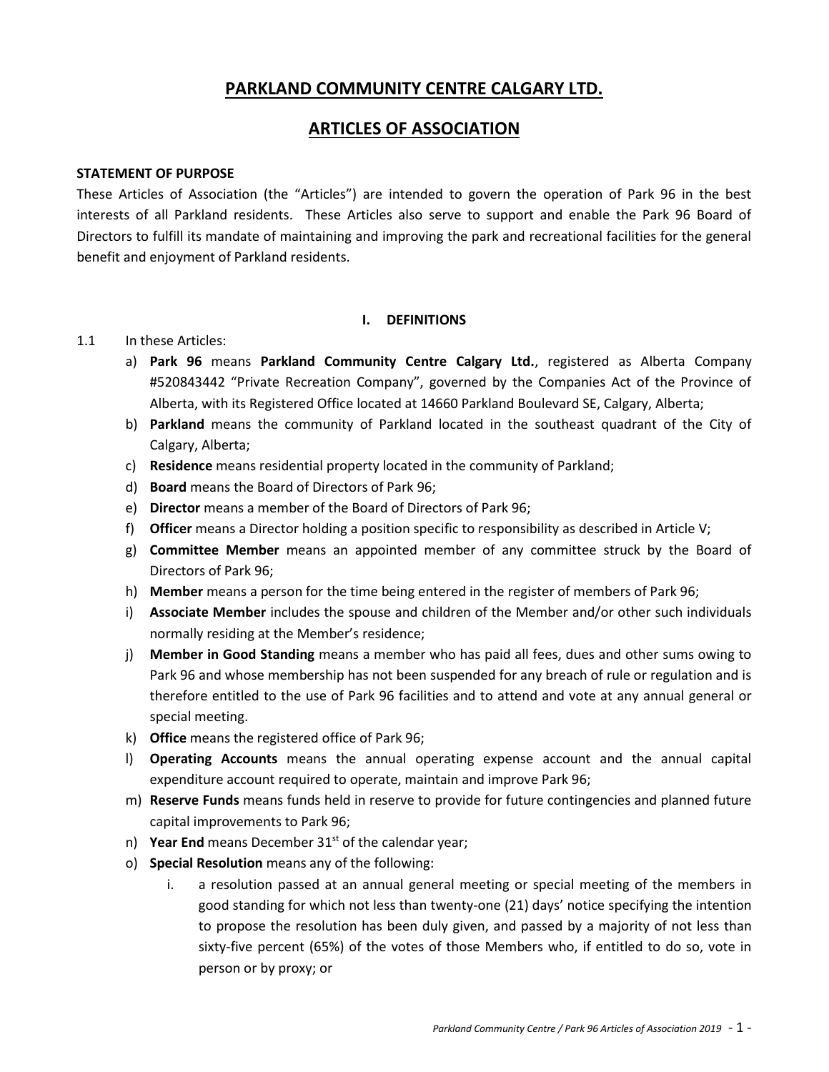# PARKLAND COMMUNITY CENTRE CALGARY LTD.

# ARTICLES OF ASSOCIATION

**STATEMENT OF PURPOSE**

These Articles of Association (the "Articles") are intended to govern the operation of Park 96 in the best interests of all Parkland residents. These Articles also serve to support and enable the Park 96 Board of Directors to fulfill its mandate of maintaining and improving the park and recreational facilities for the general benefit and enjoyment of Parkland residents.

## I. DEFINITIONS

1.1 In these Articles:

a) **Park 96** means **Parkland Community Centre Calgary Ltd.**, registered as Alberta Company #520843442 "Private Recreation Company", governed by the Companies Act of the Province of Alberta, with its Registered Office located at 14660 Parkland Boulevard SE, Calgary, Alberta;

b) **Parkland** means the community of Parkland located in the southeast quadrant of the City of Calgary, Alberta;

c) **Residence** means residential property located in the community of Parkland;

d) **Board** means the Board of Directors of Park 96;

e) **Director** means a member of the Board of Directors of Park 96;

f) **Officer** means a Director holding a position specific to responsibility as described in Article V;

g) **Committee Member** means an appointed member of any committee struck by the Board of Directors of Park 96;

h) **Member** means a person for the time being entered in the register of members of Park 96;

i) **Associate Member** includes the spouse and children of the Member and/or other such individuals normally residing at the Member's residence;

j) **Member in Good Standing** means a member who has paid all fees, dues and other sums owing to Park 96 and whose membership has not been suspended for any breach of rule or regulation and is therefore entitled to the use of Park 96 facilities and to attend and vote at any annual general or special meeting.

k) **Office** means the registered office of Park 96;

l) **Operating Accounts** means the annual operating expense account and the annual capital expenditure account required to operate, maintain and improve Park 96;

m) **Reserve Funds** means funds held in reserve to provide for future contingencies and planned future capital improvements to Park 96;

n) **Year End** means December 31st of the calendar year;

o) **Special Resolution** means any of the following:

i. a resolution passed at an annual general meeting or special meeting of the members in good standing for which not less than twenty-one (21) days' notice specifying the intention to propose the resolution has been duly given, and passed by a majority of not less than sixty-five percent (65%) of the votes of those Members who, if entitled to do so, vote in person or by proxy; or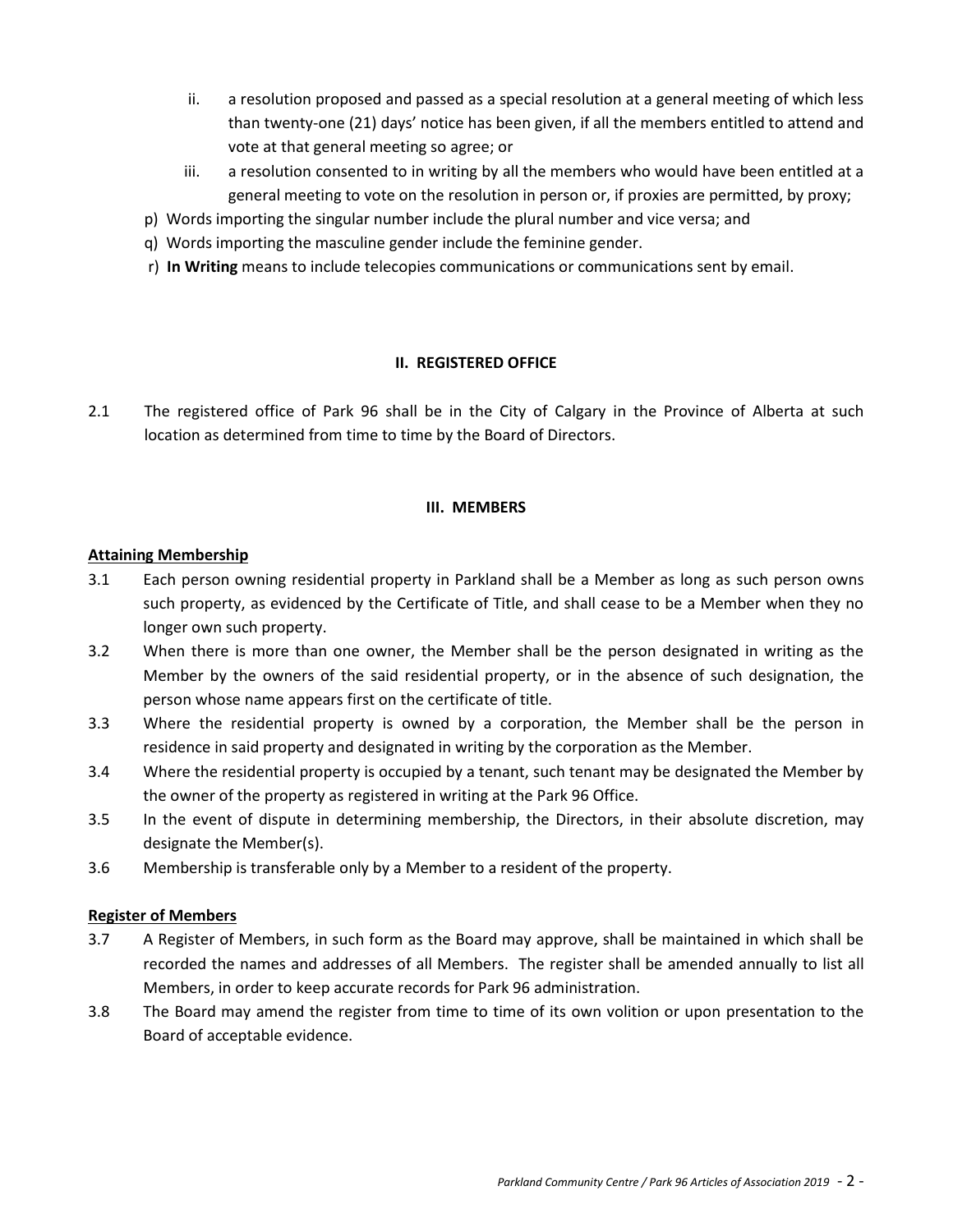ii. a resolution proposed and passed as a special resolution at a general meeting of which less than twenty-one (21) days' notice has been given, if all the members entitled to attend and vote at that general meeting so agree; or

iii. a resolution consented to in writing by all the members who would have been entitled at a general meeting to vote on the resolution in person or, if proxies are permitted, by proxy;

p) Words importing the singular number include the plural number and vice versa; and

q) Words importing the masculine gender include the feminine gender.

r) **In Writing** means to include telecopies communications or communications sent by email.

## II. REGISTERED OFFICE

2.1 The registered office of Park 96 shall be in the City of Calgary in the Province of Alberta at such location as determined from time to time by the Board of Directors.

## III. MEMBERS

**Attaining Membership**

3.1 Each person owning residential property in Parkland shall be a Member as long as such person owns such property, as evidenced by the Certificate of Title, and shall cease to be a Member when they no longer own such property.

3.2 When there is more than one owner, the Member shall be the person designated in writing as the Member by the owners of the said residential property, or in the absence of such designation, the person whose name appears first on the certificate of title.

3.3 Where the residential property is owned by a corporation, the Member shall be the person in residence in said property and designated in writing by the corporation as the Member.

3.4 Where the residential property is occupied by a tenant, such tenant may be designated the Member by the owner of the property as registered in writing at the Park 96 Office.

3.5 In the event of dispute in determining membership, the Directors, in their absolute discretion, may designate the Member(s).

3.6 Membership is transferable only by a Member to a resident of the property.

**Register of Members**

3.7 A Register of Members, in such form as the Board may approve, shall be maintained in which shall be recorded the names and addresses of all Members. The register shall be amended annually to list all Members, in order to keep accurate records for Park 96 administration.

3.8 The Board may amend the register from time to time of its own volition or upon presentation to the Board of acceptable evidence.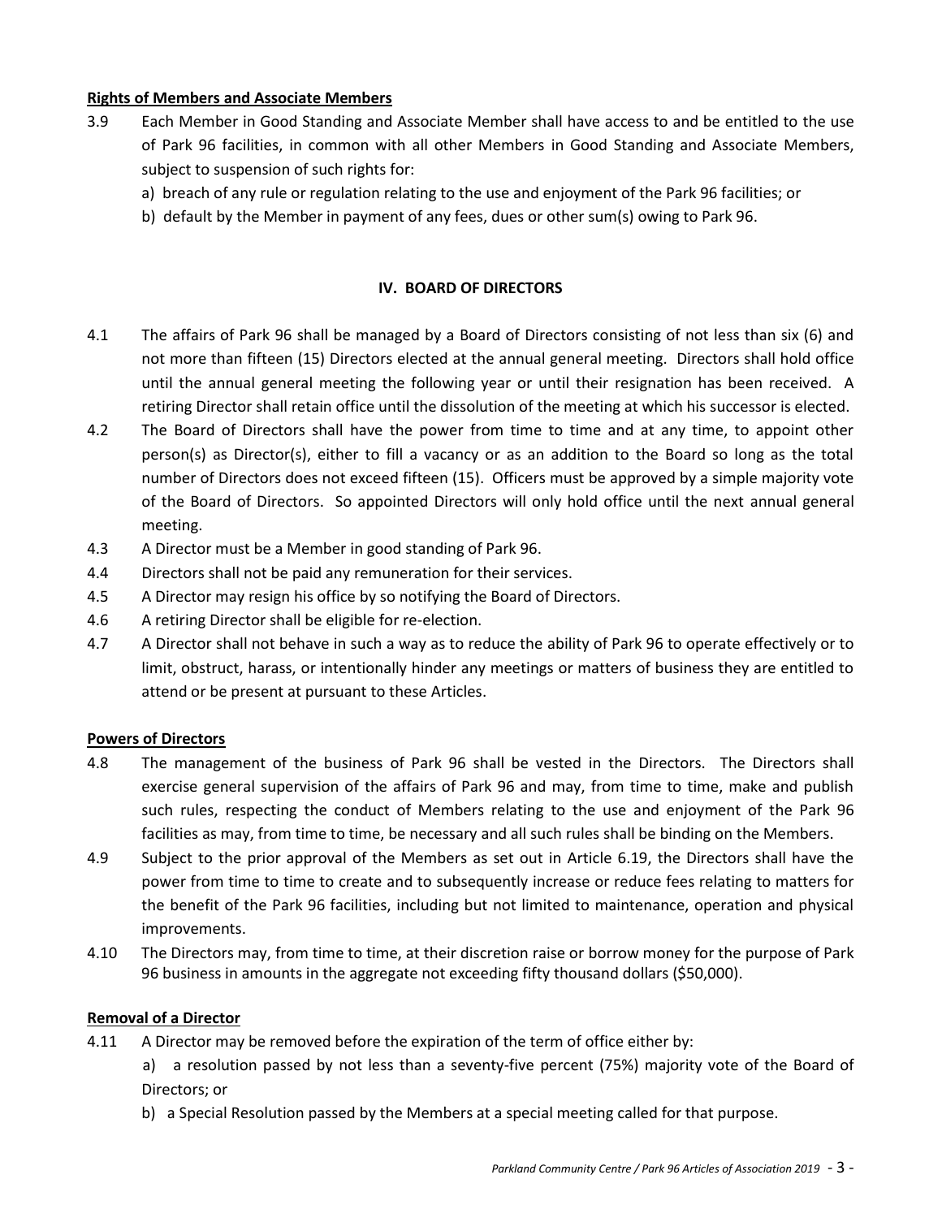**Rights of Members and Associate Members**

3.9 Each Member in Good Standing and Associate Member shall have access to and be entitled to the use of Park 96 facilities, in common with all other Members in Good Standing and Associate Members, subject to suspension of such rights for:

a) breach of any rule or regulation relating to the use and enjoyment of the Park 96 facilities; or

b) default by the Member in payment of any fees, dues or other sum(s) owing to Park 96.

## IV. BOARD OF DIRECTORS

4.1 The affairs of Park 96 shall be managed by a Board of Directors consisting of not less than six (6) and not more than fifteen (15) Directors elected at the annual general meeting. Directors shall hold office until the annual general meeting the following year or until their resignation has been received. A retiring Director shall retain office until the dissolution of the meeting at which his successor is elected.

4.2 The Board of Directors shall have the power from time to time and at any time, to appoint other person(s) as Director(s), either to fill a vacancy or as an addition to the Board so long as the total number of Directors does not exceed fifteen (15). Officers must be approved by a simple majority vote of the Board of Directors. So appointed Directors will only hold office until the next annual general meeting.

4.3 A Director must be a Member in good standing of Park 96.

4.4 Directors shall not be paid any remuneration for their services.

4.5 A Director may resign his office by so notifying the Board of Directors.

4.6 A retiring Director shall be eligible for re-election.

4.7 A Director shall not behave in such a way as to reduce the ability of Park 96 to operate effectively or to limit, obstruct, harass, or intentionally hinder any meetings or matters of business they are entitled to attend or be present at pursuant to these Articles.

**Powers of Directors**

4.8 The management of the business of Park 96 shall be vested in the Directors. The Directors shall exercise general supervision of the affairs of Park 96 and may, from time to time, make and publish such rules, respecting the conduct of Members relating to the use and enjoyment of the Park 96 facilities as may, from time to time, be necessary and all such rules shall be binding on the Members.

4.9 Subject to the prior approval of the Members as set out in Article 6.19, the Directors shall have the power from time to time to create and to subsequently increase or reduce fees relating to matters for the benefit of the Park 96 facilities, including but not limited to maintenance, operation and physical improvements.

4.10 The Directors may, from time to time, at their discretion raise or borrow money for the purpose of Park 96 business in amounts in the aggregate not exceeding fifty thousand dollars ($50,000).

**Removal of a Director**

4.11 A Director may be removed before the expiration of the term of office either by:

a) a resolution passed by not less than a seventy-five percent (75%) majority vote of the Board of Directors; or

b) a Special Resolution passed by the Members at a special meeting called for that purpose.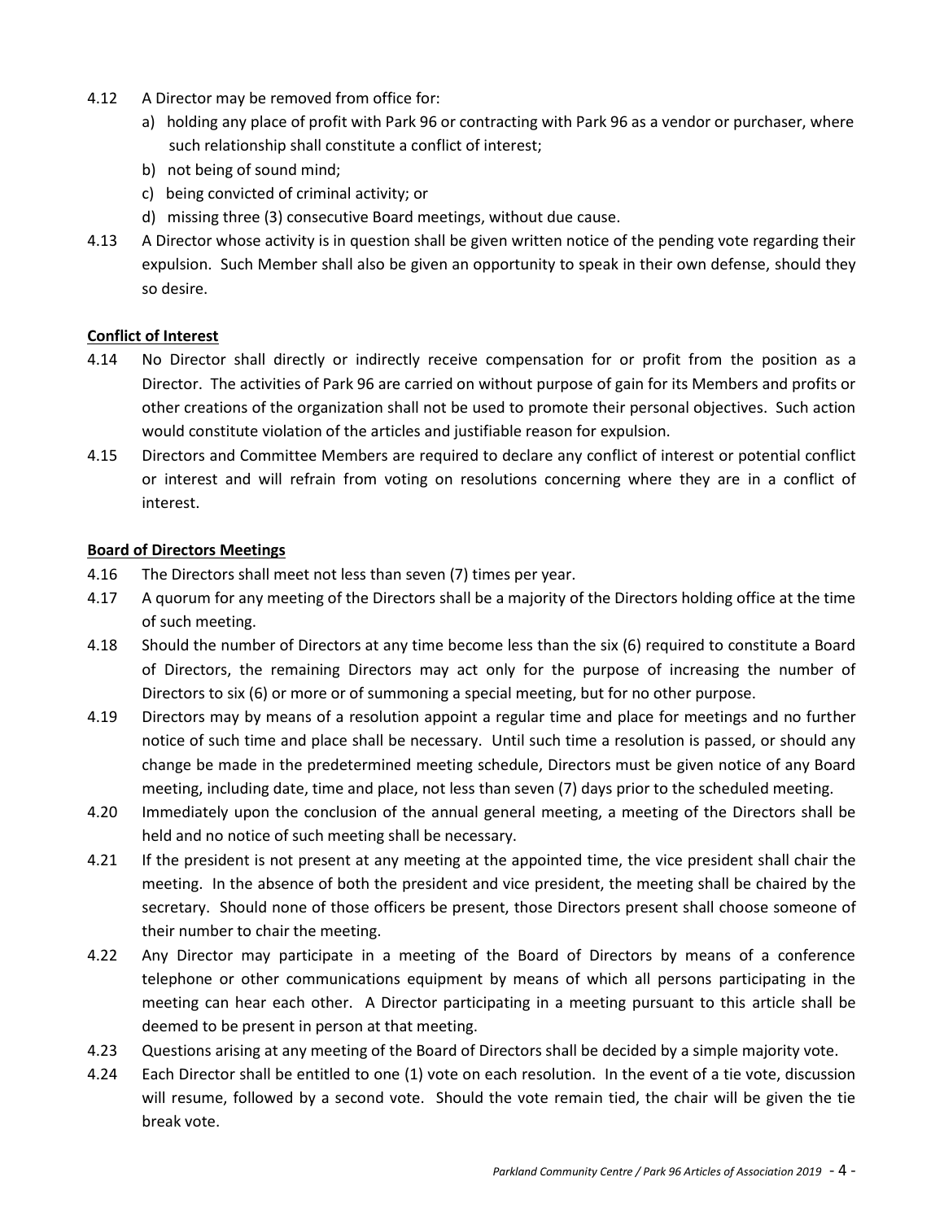4.12 A Director may be removed from office for:

a) holding any place of profit with Park 96 or contracting with Park 96 as a vendor or purchaser, where such relationship shall constitute a conflict of interest;

b) not being of sound mind;

c) being convicted of criminal activity; or

d) missing three (3) consecutive Board meetings, without due cause.

4.13 A Director whose activity is in question shall be given written notice of the pending vote regarding their expulsion. Such Member shall also be given an opportunity to speak in their own defense, should they so desire.

**Conflict of Interest**

4.14 No Director shall directly or indirectly receive compensation for or profit from the position as a Director. The activities of Park 96 are carried on without purpose of gain for its Members and profits or other creations of the organization shall not be used to promote their personal objectives. Such action would constitute violation of the articles and justifiable reason for expulsion.

4.15 Directors and Committee Members are required to declare any conflict of interest or potential conflict or interest and will refrain from voting on resolutions concerning where they are in a conflict of interest.

**Board of Directors Meetings**

4.16 The Directors shall meet not less than seven (7) times per year.

4.17 A quorum for any meeting of the Directors shall be a majority of the Directors holding office at the time of such meeting.

4.18 Should the number of Directors at any time become less than the six (6) required to constitute a Board of Directors, the remaining Directors may act only for the purpose of increasing the number of Directors to six (6) or more or of summoning a special meeting, but for no other purpose.

4.19 Directors may by means of a resolution appoint a regular time and place for meetings and no further notice of such time and place shall be necessary. Until such time a resolution is passed, or should any change be made in the predetermined meeting schedule, Directors must be given notice of any Board meeting, including date, time and place, not less than seven (7) days prior to the scheduled meeting.

4.20 Immediately upon the conclusion of the annual general meeting, a meeting of the Directors shall be held and no notice of such meeting shall be necessary.

4.21 If the president is not present at any meeting at the appointed time, the vice president shall chair the meeting. In the absence of both the president and vice president, the meeting shall be chaired by the secretary. Should none of those officers be present, those Directors present shall choose someone of their number to chair the meeting.

4.22 Any Director may participate in a meeting of the Board of Directors by means of a conference telephone or other communications equipment by means of which all persons participating in the meeting can hear each other. A Director participating in a meeting pursuant to this article shall be deemed to be present in person at that meeting.

4.23 Questions arising at any meeting of the Board of Directors shall be decided by a simple majority vote.

4.24 Each Director shall be entitled to one (1) vote on each resolution. In the event of a tie vote, discussion will resume, followed by a second vote. Should the vote remain tied, the chair will be given the tie break vote.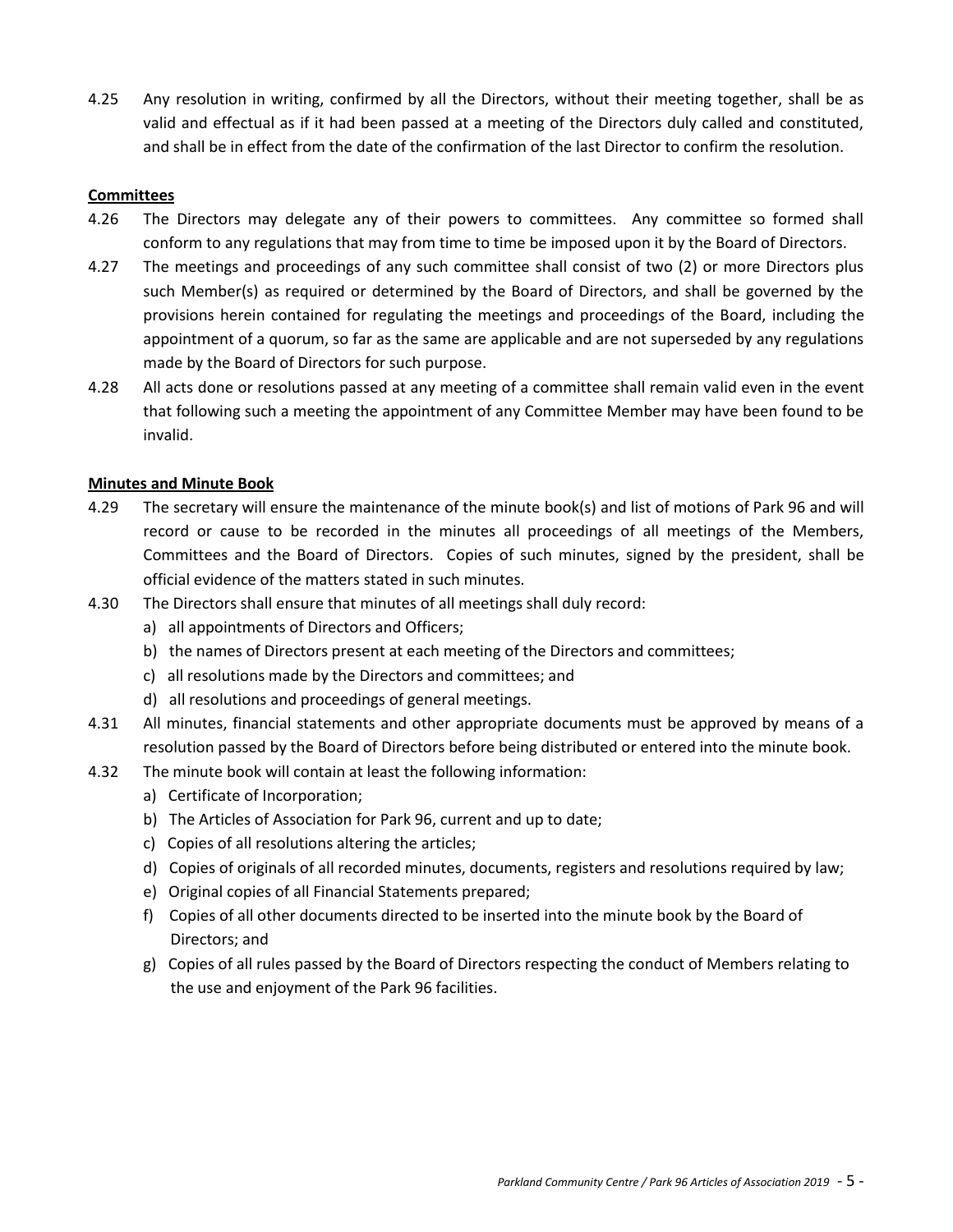4.25 Any resolution in writing, confirmed by all the Directors, without their meeting together, shall be as valid and effectual as if it had been passed at a meeting of the Directors duly called and constituted, and shall be in effect from the date of the confirmation of the last Director to confirm the resolution.

**Committees**

4.26 The Directors may delegate any of their powers to committees. Any committee so formed shall conform to any regulations that may from time to time be imposed upon it by the Board of Directors.

4.27 The meetings and proceedings of any such committee shall consist of two (2) or more Directors plus such Member(s) as required or determined by the Board of Directors, and shall be governed by the provisions herein contained for regulating the meetings and proceedings of the Board, including the appointment of a quorum, so far as the same are applicable and are not superseded by any regulations made by the Board of Directors for such purpose.

4.28 All acts done or resolutions passed at any meeting of a committee shall remain valid even in the event that following such a meeting the appointment of any Committee Member may have been found to be invalid.

**Minutes and Minute Book**

4.29 The secretary will ensure the maintenance of the minute book(s) and list of motions of Park 96 and will record or cause to be recorded in the minutes all proceedings of all meetings of the Members, Committees and the Board of Directors. Copies of such minutes, signed by the president, shall be official evidence of the matters stated in such minutes.

4.30 The Directors shall ensure that minutes of all meetings shall duly record:

a) all appointments of Directors and Officers;
b) the names of Directors present at each meeting of the Directors and committees;
c) all resolutions made by the Directors and committees; and
d) all resolutions and proceedings of general meetings.

4.31 All minutes, financial statements and other appropriate documents must be approved by means of a resolution passed by the Board of Directors before being distributed or entered into the minute book.

4.32 The minute book will contain at least the following information:

a) Certificate of Incorporation;
b) The Articles of Association for Park 96, current and up to date;
c) Copies of all resolutions altering the articles;
d) Copies of originals of all recorded minutes, documents, registers and resolutions required by law;
e) Original copies of all Financial Statements prepared;
f) Copies of all other documents directed to be inserted into the minute book by the Board of Directors; and
g) Copies of all rules passed by the Board of Directors respecting the conduct of Members relating to the use and enjoyment of the Park 96 facilities.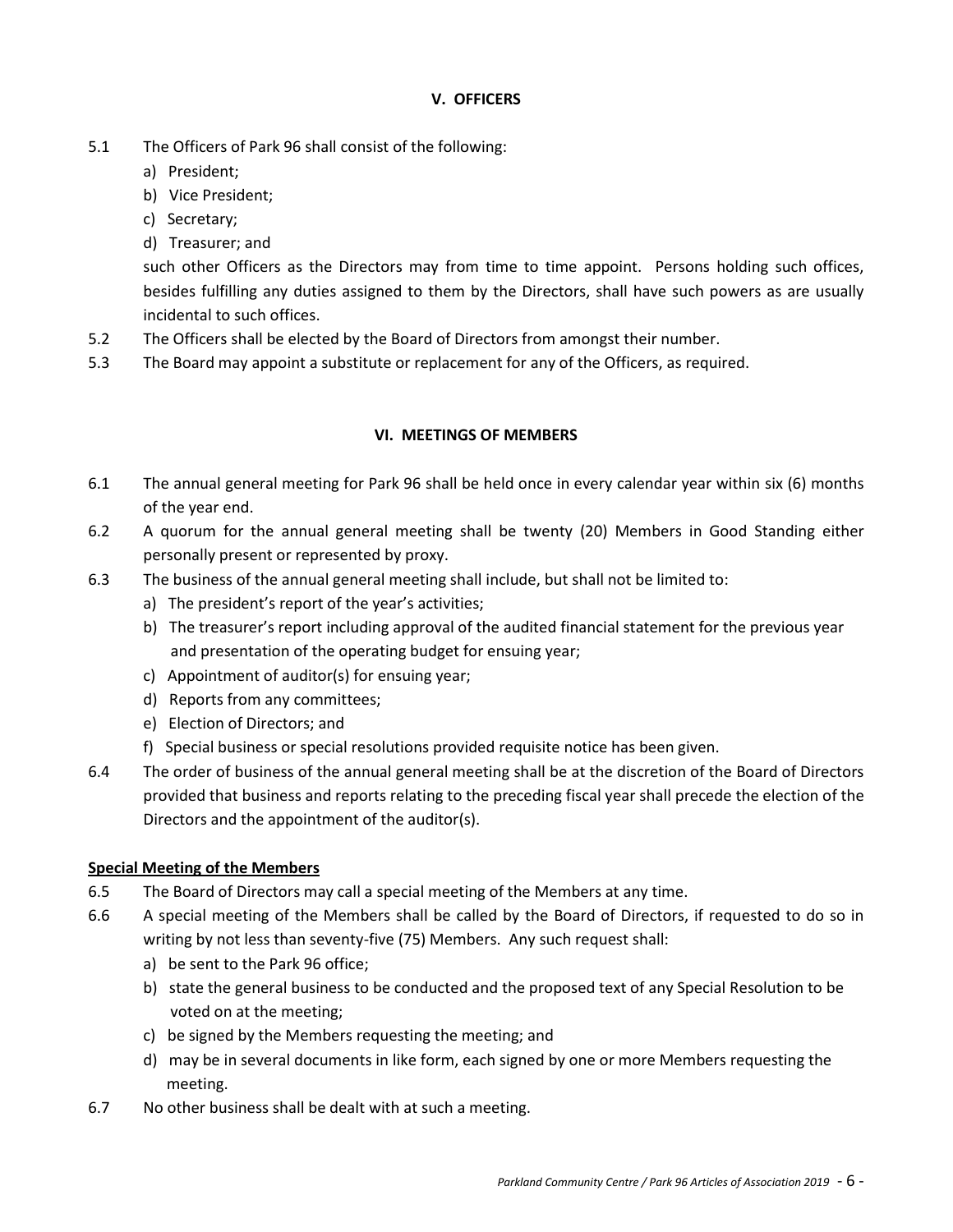## V. OFFICERS

5.1 The Officers of Park 96 shall consist of the following:

a) President;

b) Vice President;

c) Secretary;

d) Treasurer; and

such other Officers as the Directors may from time to time appoint. Persons holding such offices, besides fulfilling any duties assigned to them by the Directors, shall have such powers as are usually incidental to such offices.

5.2 The Officers shall be elected by the Board of Directors from amongst their number.

5.3 The Board may appoint a substitute or replacement for any of the Officers, as required.

## VI. MEETINGS OF MEMBERS

6.1 The annual general meeting for Park 96 shall be held once in every calendar year within six (6) months of the year end.

6.2 A quorum for the annual general meeting shall be twenty (20) Members in Good Standing either personally present or represented by proxy.

6.3 The business of the annual general meeting shall include, but shall not be limited to:

a) The president's report of the year's activities;

b) The treasurer's report including approval of the audited financial statement for the previous year and presentation of the operating budget for ensuing year;

c) Appointment of auditor(s) for ensuing year;

d) Reports from any committees;

e) Election of Directors; and

f) Special business or special resolutions provided requisite notice has been given.

6.4 The order of business of the annual general meeting shall be at the discretion of the Board of Directors provided that business and reports relating to the preceding fiscal year shall precede the election of the Directors and the appointment of the auditor(s).

**Special Meeting of the Members**

6.5 The Board of Directors may call a special meeting of the Members at any time.

6.6 A special meeting of the Members shall be called by the Board of Directors, if requested to do so in writing by not less than seventy-five (75) Members. Any such request shall:

a) be sent to the Park 96 office;

b) state the general business to be conducted and the proposed text of any Special Resolution to be voted on at the meeting;

c) be signed by the Members requesting the meeting; and

d) may be in several documents in like form, each signed by one or more Members requesting the meeting.

6.7 No other business shall be dealt with at such a meeting.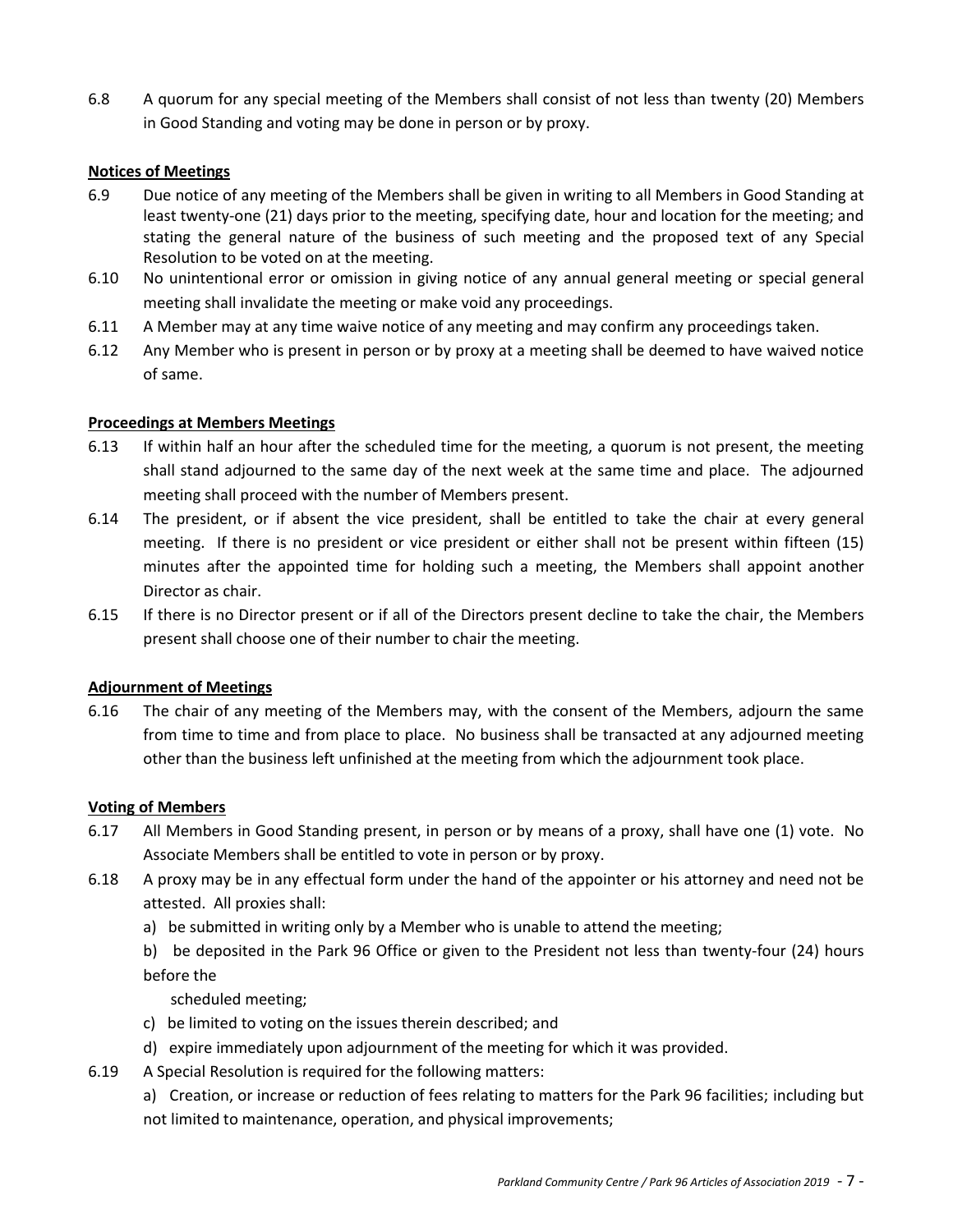6.8 A quorum for any special meeting of the Members shall consist of not less than twenty (20) Members in Good Standing and voting may be done in person or by proxy.

**Notices of Meetings**

6.9 Due notice of any meeting of the Members shall be given in writing to all Members in Good Standing at least twenty-one (21) days prior to the meeting, specifying date, hour and location for the meeting; and stating the general nature of the business of such meeting and the proposed text of any Special Resolution to be voted on at the meeting.

6.10 No unintentional error or omission in giving notice of any annual general meeting or special general meeting shall invalidate the meeting or make void any proceedings.

6.11 A Member may at any time waive notice of any meeting and may confirm any proceedings taken.

6.12 Any Member who is present in person or by proxy at a meeting shall be deemed to have waived notice of same.

**Proceedings at Members Meetings**

6.13 If within half an hour after the scheduled time for the meeting, a quorum is not present, the meeting shall stand adjourned to the same day of the next week at the same time and place. The adjourned meeting shall proceed with the number of Members present.

6.14 The president, or if absent the vice president, shall be entitled to take the chair at every general meeting. If there is no president or vice president or either shall not be present within fifteen (15) minutes after the appointed time for holding such a meeting, the Members shall appoint another Director as chair.

6.15 If there is no Director present or if all of the Directors present decline to take the chair, the Members present shall choose one of their number to chair the meeting.

**Adjournment of Meetings**

6.16 The chair of any meeting of the Members may, with the consent of the Members, adjourn the same from time to time and from place to place. No business shall be transacted at any adjourned meeting other than the business left unfinished at the meeting from which the adjournment took place.

**Voting of Members**

6.17 All Members in Good Standing present, in person or by means of a proxy, shall have one (1) vote. No Associate Members shall be entitled to vote in person or by proxy.

6.18 A proxy may be in any effectual form under the hand of the appointer or his attorney and need not be attested. All proxies shall:

a) be submitted in writing only by a Member who is unable to attend the meeting;

b) be deposited in the Park 96 Office or given to the President not less than twenty-four (24) hours before the scheduled meeting;

c) be limited to voting on the issues therein described; and

d) expire immediately upon adjournment of the meeting for which it was provided.

6.19 A Special Resolution is required for the following matters:

a) Creation, or increase or reduction of fees relating to matters for the Park 96 facilities; including but not limited to maintenance, operation, and physical improvements;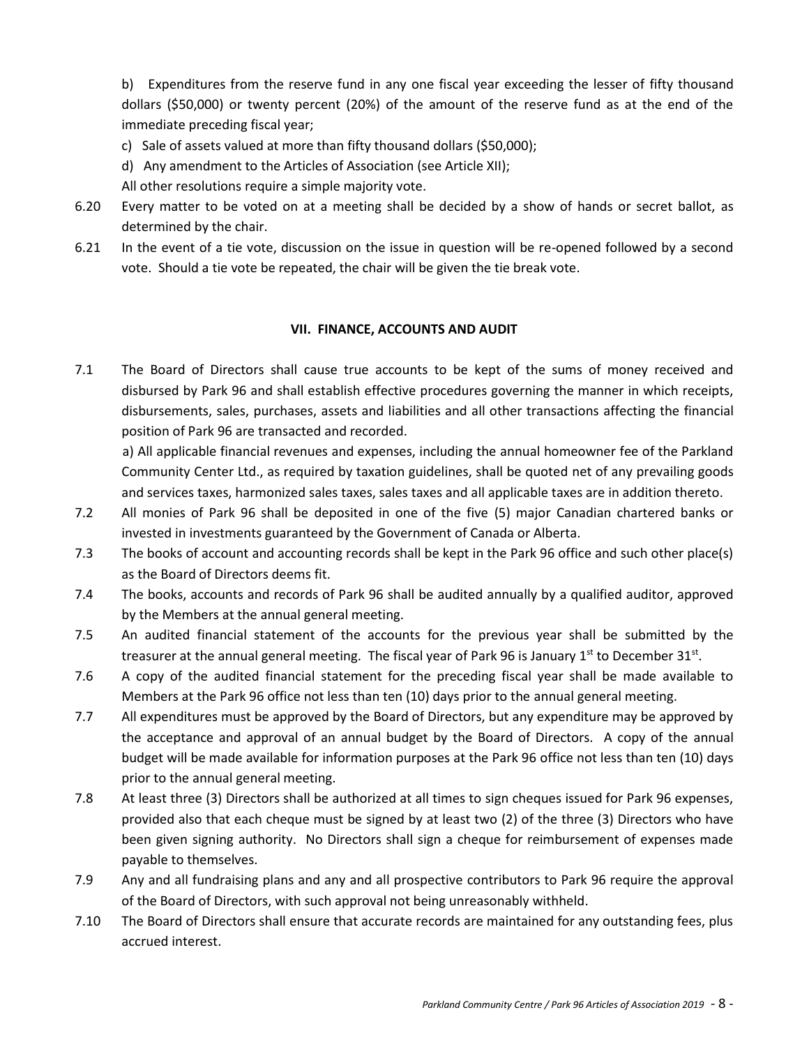b) Expenditures from the reserve fund in any one fiscal year exceeding the lesser of fifty thousand dollars ($50,000) or twenty percent (20%) of the amount of the reserve fund as at the end of the immediate preceding fiscal year;

c) Sale of assets valued at more than fifty thousand dollars ($50,000);

d) Any amendment to the Articles of Association (see Article XII);

All other resolutions require a simple majority vote.

6.20 Every matter to be voted on at a meeting shall be decided by a show of hands or secret ballot, as determined by the chair.

6.21 In the event of a tie vote, discussion on the issue in question will be re-opened followed by a second vote. Should a tie vote be repeated, the chair will be given the tie break vote.

## VII. FINANCE, ACCOUNTS AND AUDIT

7.1 The Board of Directors shall cause true accounts to be kept of the sums of money received and disbursed by Park 96 and shall establish effective procedures governing the manner in which receipts, disbursements, sales, purchases, assets and liabilities and all other transactions affecting the financial position of Park 96 are transacted and recorded.

a) All applicable financial revenues and expenses, including the annual homeowner fee of the Parkland Community Center Ltd., as required by taxation guidelines, shall be quoted net of any prevailing goods and services taxes, harmonized sales taxes, sales taxes and all applicable taxes are in addition thereto.

7.2 All monies of Park 96 shall be deposited in one of the five (5) major Canadian chartered banks or invested in investments guaranteed by the Government of Canada or Alberta.

7.3 The books of account and accounting records shall be kept in the Park 96 office and such other place(s) as the Board of Directors deems fit.

7.4 The books, accounts and records of Park 96 shall be audited annually by a qualified auditor, approved by the Members at the annual general meeting.

7.5 An audited financial statement of the accounts for the previous year shall be submitted by the treasurer at the annual general meeting. The fiscal year of Park 96 is January 1st to December 31st.

7.6 A copy of the audited financial statement for the preceding fiscal year shall be made available to Members at the Park 96 office not less than ten (10) days prior to the annual general meeting.

7.7 All expenditures must be approved by the Board of Directors, but any expenditure may be approved by the acceptance and approval of an annual budget by the Board of Directors. A copy of the annual budget will be made available for information purposes at the Park 96 office not less than ten (10) days prior to the annual general meeting.

7.8 At least three (3) Directors shall be authorized at all times to sign cheques issued for Park 96 expenses, provided also that each cheque must be signed by at least two (2) of the three (3) Directors who have been given signing authority. No Directors shall sign a cheque for reimbursement of expenses made payable to themselves.

7.9 Any and all fundraising plans and any and all prospective contributors to Park 96 require the approval of the Board of Directors, with such approval not being unreasonably withheld.

7.10 The Board of Directors shall ensure that accurate records are maintained for any outstanding fees, plus accrued interest.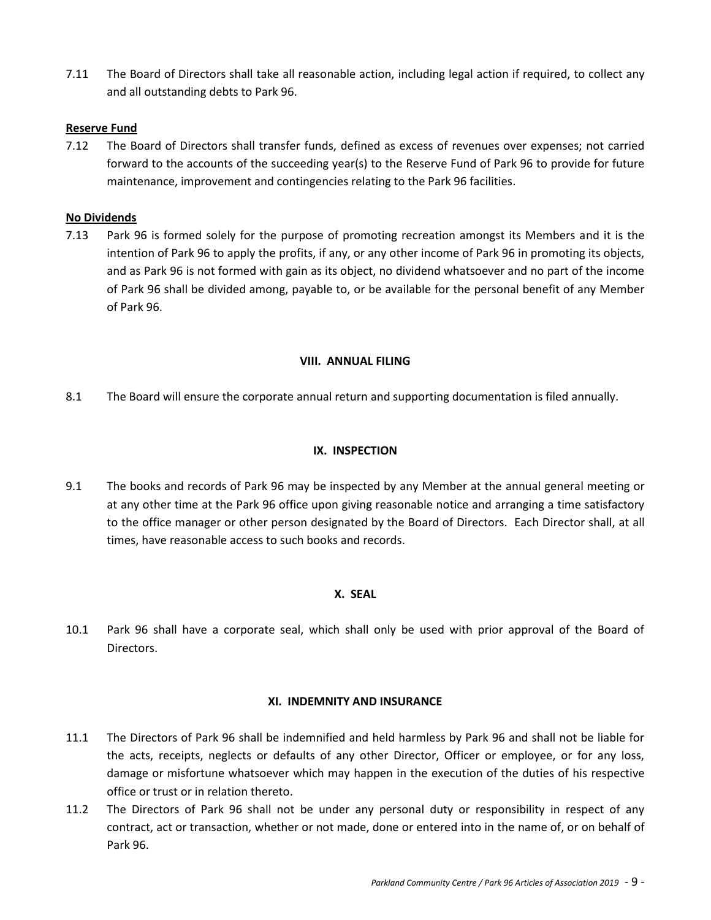7.11 The Board of Directors shall take all reasonable action, including legal action if required, to collect any and all outstanding debts to Park 96.

**Reserve Fund**

7.12 The Board of Directors shall transfer funds, defined as excess of revenues over expenses; not carried forward to the accounts of the succeeding year(s) to the Reserve Fund of Park 96 to provide for future maintenance, improvement and contingencies relating to the Park 96 facilities.

**No Dividends**

7.13 Park 96 is formed solely for the purpose of promoting recreation amongst its Members and it is the intention of Park 96 to apply the profits, if any, or any other income of Park 96 in promoting its objects, and as Park 96 is not formed with gain as its object, no dividend whatsoever and no part of the income of Park 96 shall be divided among, payable to, or be available for the personal benefit of any Member of Park 96.

## VIII. ANNUAL FILING

8.1 The Board will ensure the corporate annual return and supporting documentation is filed annually.

## IX. INSPECTION

9.1 The books and records of Park 96 may be inspected by any Member at the annual general meeting or at any other time at the Park 96 office upon giving reasonable notice and arranging a time satisfactory to the office manager or other person designated by the Board of Directors. Each Director shall, at all times, have reasonable access to such books and records.

## X. SEAL

10.1 Park 96 shall have a corporate seal, which shall only be used with prior approval of the Board of Directors.

## XI. INDEMNITY AND INSURANCE

11.1 The Directors of Park 96 shall be indemnified and held harmless by Park 96 and shall not be liable for the acts, receipts, neglects or defaults of any other Director, Officer or employee, or for any loss, damage or misfortune whatsoever which may happen in the execution of the duties of his respective office or trust or in relation thereto.

11.2 The Directors of Park 96 shall not be under any personal duty or responsibility in respect of any contract, act or transaction, whether or not made, done or entered into in the name of, or on behalf of Park 96.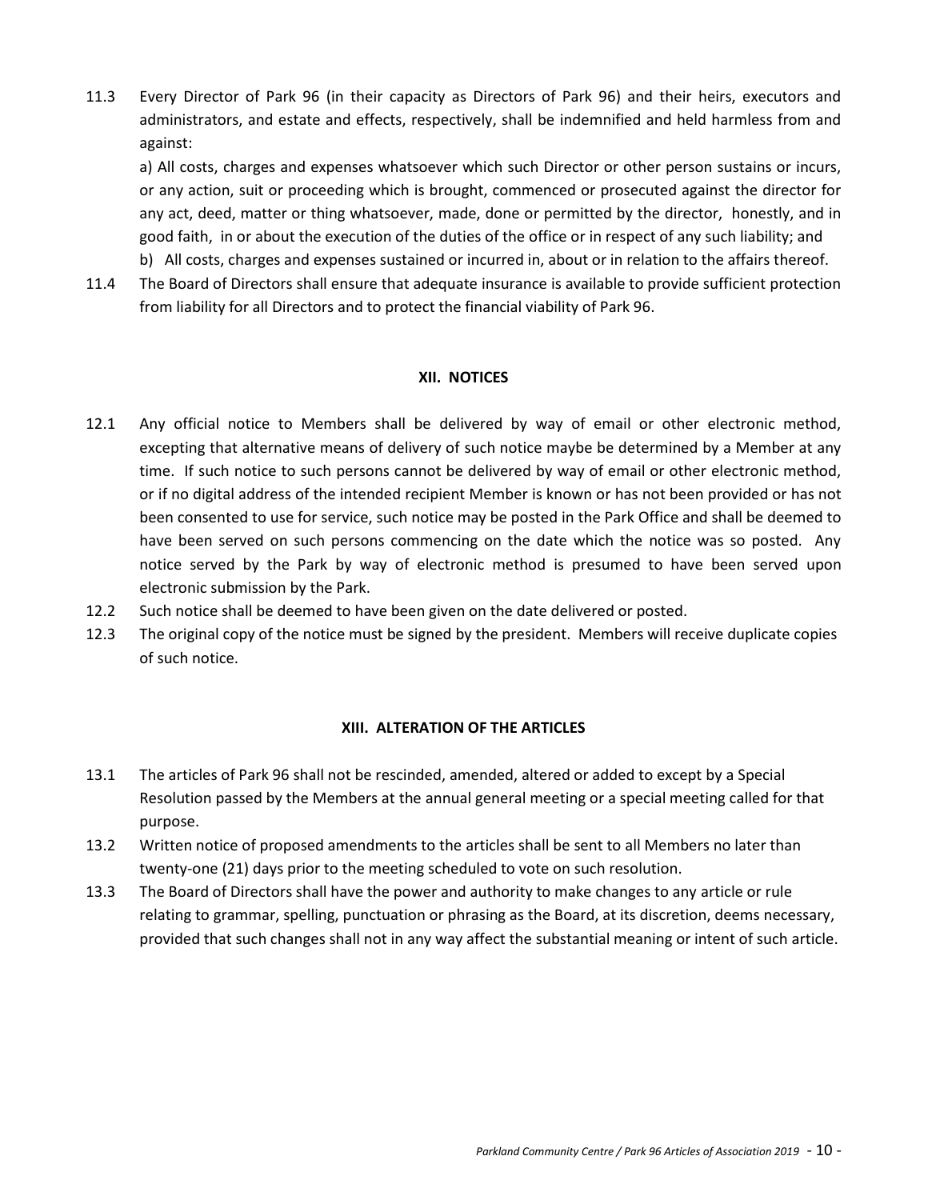11.3 Every Director of Park 96 (in their capacity as Directors of Park 96) and their heirs, executors and administrators, and estate and effects, respectively, shall be indemnified and held harmless from and against:

a) All costs, charges and expenses whatsoever which such Director or other person sustains or incurs, or any action, suit or proceeding which is brought, commenced or prosecuted against the director for any act, deed, matter or thing whatsoever, made, done or permitted by the director, honestly, and in good faith, in or about the execution of the duties of the office or in respect of any such liability; and

b) All costs, charges and expenses sustained or incurred in, about or in relation to the affairs thereof.

11.4 The Board of Directors shall ensure that adequate insurance is available to provide sufficient protection from liability for all Directors and to protect the financial viability of Park 96.

## XII. NOTICES

12.1 Any official notice to Members shall be delivered by way of email or other electronic method, excepting that alternative means of delivery of such notice maybe be determined by a Member at any time. If such notice to such persons cannot be delivered by way of email or other electronic method, or if no digital address of the intended recipient Member is known or has not been provided or has not been consented to use for service, such notice may be posted in the Park Office and shall be deemed to have been served on such persons commencing on the date which the notice was so posted. Any notice served by the Park by way of electronic method is presumed to have been served upon electronic submission by the Park.

12.2 Such notice shall be deemed to have been given on the date delivered or posted.

12.3 The original copy of the notice must be signed by the president. Members will receive duplicate copies of such notice.

## XIII. ALTERATION OF THE ARTICLES

13.1 The articles of Park 96 shall not be rescinded, amended, altered or added to except by a Special Resolution passed by the Members at the annual general meeting or a special meeting called for that purpose.

13.2 Written notice of proposed amendments to the articles shall be sent to all Members no later than twenty-one (21) days prior to the meeting scheduled to vote on such resolution.

13.3 The Board of Directors shall have the power and authority to make changes to any article or rule relating to grammar, spelling, punctuation or phrasing as the Board, at its discretion, deems necessary, provided that such changes shall not in any way affect the substantial meaning or intent of such article.